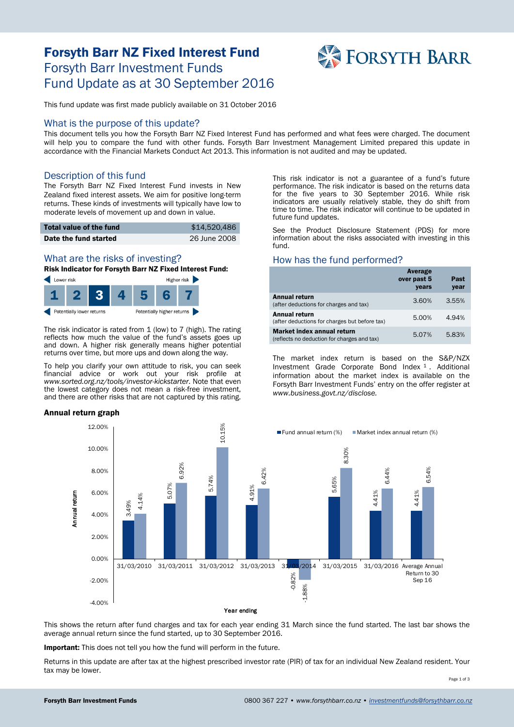# Forsyth Barr NZ Fixed Interest Fund

## Forsyth Barr Investment Funds
## Fund Update as at 30 September 2016

This fund update was first made publicly available on 31 October 2016

## What is the purpose of this update?

This document tells you how the Forsyth Barr NZ Fixed Interest Fund has performed and what fees were charged. The document will help you to compare the fund with other funds. Forsyth Barr Investment Management Limited prepared this update in accordance with the Financial Markets Conduct Act 2013. This information is not audited and may be updated.

## Description of this fund

The Forsyth Barr NZ Fixed Interest Fund invests in New Zealand fixed interest assets. We aim for positive long-term returns. These kinds of investments will typically have low to moderate levels of movement up and down in value.

| **Total value of the fund** | $14,520,486 |
|---|---|
| **Date the fund started** | 26 June 2008 |

## What are the risks of investing?

**Risk Indicator for Forsyth Barr NZ Fixed Interest Fund:**

Lower risk ← → Higher risk

| 1 | 2 | **3** | 4 | 5 | 6 | 7 |
|---|---|---|---|---|---|---|

Potentially lower returns ← → Potentially higher returns

The risk indicator is rated from 1 (low) to 7 (high). The rating reflects how much the value of the fund's assets goes up and down. A higher risk generally means higher potential returns over time, but more ups and downs along the way.

To help you clarify your own attitude to risk, you can seek financial advice or work out your risk profile at *www.sorted.org.nz/tools/investor-kickstarter*. Note that even the lowest category does not mean a risk-free investment, and there are other risks that are not captured by this rating.

This risk indicator is not a guarantee of a fund's future performance. The risk indicator is based on the returns data for the five years to 30 September 2016. While risk indicators are usually relatively stable, they do shift from time to time. The risk indicator will continue to be updated in future fund updates.

See the Product Disclosure Statement (PDS) for more information about the risks associated with investing in this fund.

## How has the fund performed?

| | Average over past 5 years | Past year |
|---|---|---|
| **Annual return** (after deductions for charges and tax) | 3.60% | 3.55% |
| **Annual return** (after deductions for charges but before tax) | 5.00% | 4.94% |
| **Market index annual return** (reflects no deduction for charges and tax) | 5.07% | 5.83% |

The market index return is based on the S&P/NZX Investment Grade Corporate Bond Index [1]. Additional information about the market index is available on the Forsyth Barr Investment Funds' entry on the offer register at *www.business.govt.nz/disclose.*

### Annual return graph

| Year ending | Fund annual return (%) | Market index annual return (%) |
|---|---|---|
| 31/03/2010 | 3.49% | 4.14% |
| 31/03/2011 | 5.07% | 6.92% |
| 31/03/2012 | 5.74% | 10.15% |
| 31/03/2013 | 4.91% | 6.42% |
| 31/03/2014 | -0.82% | -1.88% |
| 31/03/2015 | 5.65% | 8.30% |
| 31/03/2016 | 4.41% | 6.44% |
| Average Annual Return to 30 Sep 16 | 4.41% | 6.54% |

This shows the return after fund charges and tax for each year ending 31 March since the fund started. The last bar shows the average annual return since the fund started, up to 30 September 2016.

**Important:** This does not tell you how the fund will perform in the future.

Returns in this update are after tax at the highest prescribed investor rate (PIR) of tax for an individual New Zealand resident. Your tax may be lower.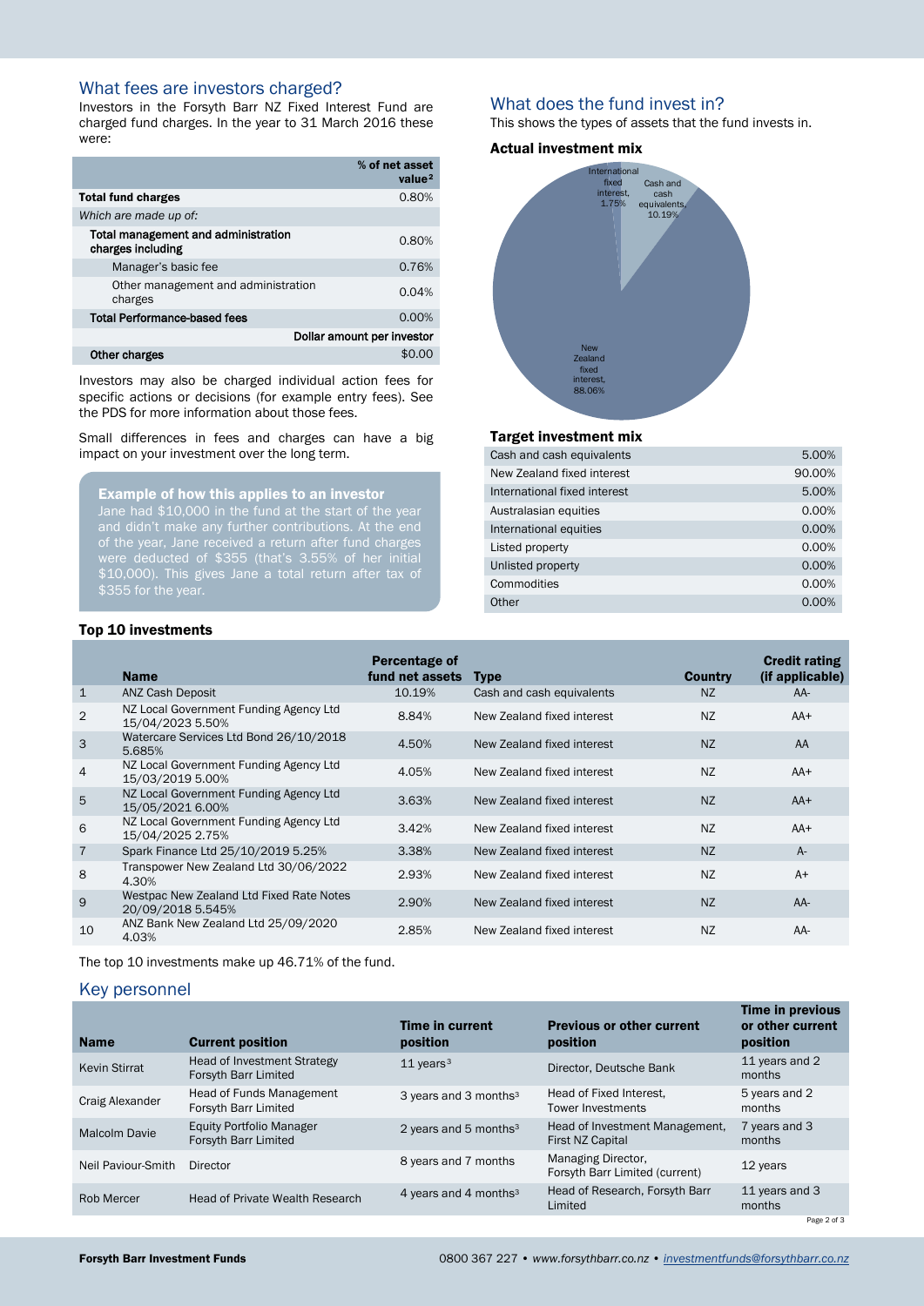## What fees are investors charged?

Investors in the Forsyth Barr NZ Fixed Interest Fund are charged fund charges. In the year to 31 March 2016 these were:

| | % of net asset value[2] |
|---|---|
| **Total fund charges** | 0.80% |
| *Which are made up of:* | |
| **Total management and administration charges including** | 0.80% |
| Manager's basic fee | 0.76% |
| Other management and administration charges | 0.04% |
| **Total Performance-based fees** | 0.00% |
| | **Dollar amount per investor** |
| **Other charges** | $0.00 |

Investors may also be charged individual action fees for specific actions or decisions (for example entry fees). See the PDS for more information about those fees.

Small differences in fees and charges can have a big impact on your investment over the long term.

**Example of how this applies to an investor**

Jane had $10,000 in the fund at the start of the year and didn't make any further contributions. At the end of the year, Jane received a return after fund charges were deducted of $355 (that's 3.55% of her initial $10,000). This gives Jane a total return after tax of $355 for the year.

## What does the fund invest in?

This shows the types of assets that the fund invests in.

### Actual investment mix

International fixed interest, 1.75%
Cash and cash equivalents, 10.19%
New Zealand fixed interest, 88.06%

### Target investment mix

| | |
|---|---|
| Cash and cash equivalents | 5.00% |
| New Zealand fixed interest | 90.00% |
| International fixed interest | 5.00% |
| Australasian equities | 0.00% |
| International equities | 0.00% |
| Listed property | 0.00% |
| Unlisted property | 0.00% |
| Commodities | 0.00% |
| Other | 0.00% |

### Top 10 investments

| | Name | Percentage of fund net assets | Type | Country | Credit rating (if applicable) |
|---|---|---|---|---|---|
| 1 | ANZ Cash Deposit | 10.19% | Cash and cash equivalents | NZ | AA- |
| 2 | NZ Local Government Funding Agency Ltd 15/04/2023 5.50% | 8.84% | New Zealand fixed interest | NZ | AA+ |
| 3 | Watercare Services Ltd Bond 26/10/2018 5.685% | 4.50% | New Zealand fixed interest | NZ | AA |
| 4 | NZ Local Government Funding Agency Ltd 15/03/2019 5.00% | 4.05% | New Zealand fixed interest | NZ | AA+ |
| 5 | NZ Local Government Funding Agency Ltd 15/05/2021 6.00% | 3.63% | New Zealand fixed interest | NZ | AA+ |
| 6 | NZ Local Government Funding Agency Ltd 15/04/2025 2.75% | 3.42% | New Zealand fixed interest | NZ | AA+ |
| 7 | Spark Finance Ltd 25/10/2019 5.25% | 3.38% | New Zealand fixed interest | NZ | A- |
| 8 | Transpower New Zealand Ltd 30/06/2022 4.30% | 2.93% | New Zealand fixed interest | NZ | A+ |
| 9 | Westpac New Zealand Ltd Fixed Rate Notes 20/09/2018 5.545% | 2.90% | New Zealand fixed interest | NZ | AA- |
| 10 | ANZ Bank New Zealand Ltd 25/09/2020 4.03% | 2.85% | New Zealand fixed interest | NZ | AA- |

The top 10 investments make up 46.71% of the fund.

## Key personnel

| Name | Current position | Time in current position | Previous or other current position | Time in previous or other current position |
|---|---|---|---|---|
| Kevin Stirrat | Head of Investment Strategy Forsyth Barr Limited | 11 years[3] | Director, Deutsche Bank | 11 years and 2 months |
| Craig Alexander | Head of Funds Management Forsyth Barr Limited | 3 years and 3 months[3] | Head of Fixed Interest, Tower Investments | 5 years and 2 months |
| Malcolm Davie | Equity Portfolio Manager Forsyth Barr Limited | 2 years and 5 months[3] | Head of Investment Management, First NZ Capital | 7 years and 3 months |
| Neil Paviour-Smith | Director | 8 years and 7 months | Managing Director, Forsyth Barr Limited (current) | 12 years |
| Rob Mercer | Head of Private Wealth Research | 4 years and 4 months[3] | Head of Research, Forsyth Barr Limited | 11 years and 3 months |

**Forsyth Barr Investment Funds** 0800 367 227 • *www.forsythbarr.co.nz* • *investmentfunds@forsythbarr.co.nz*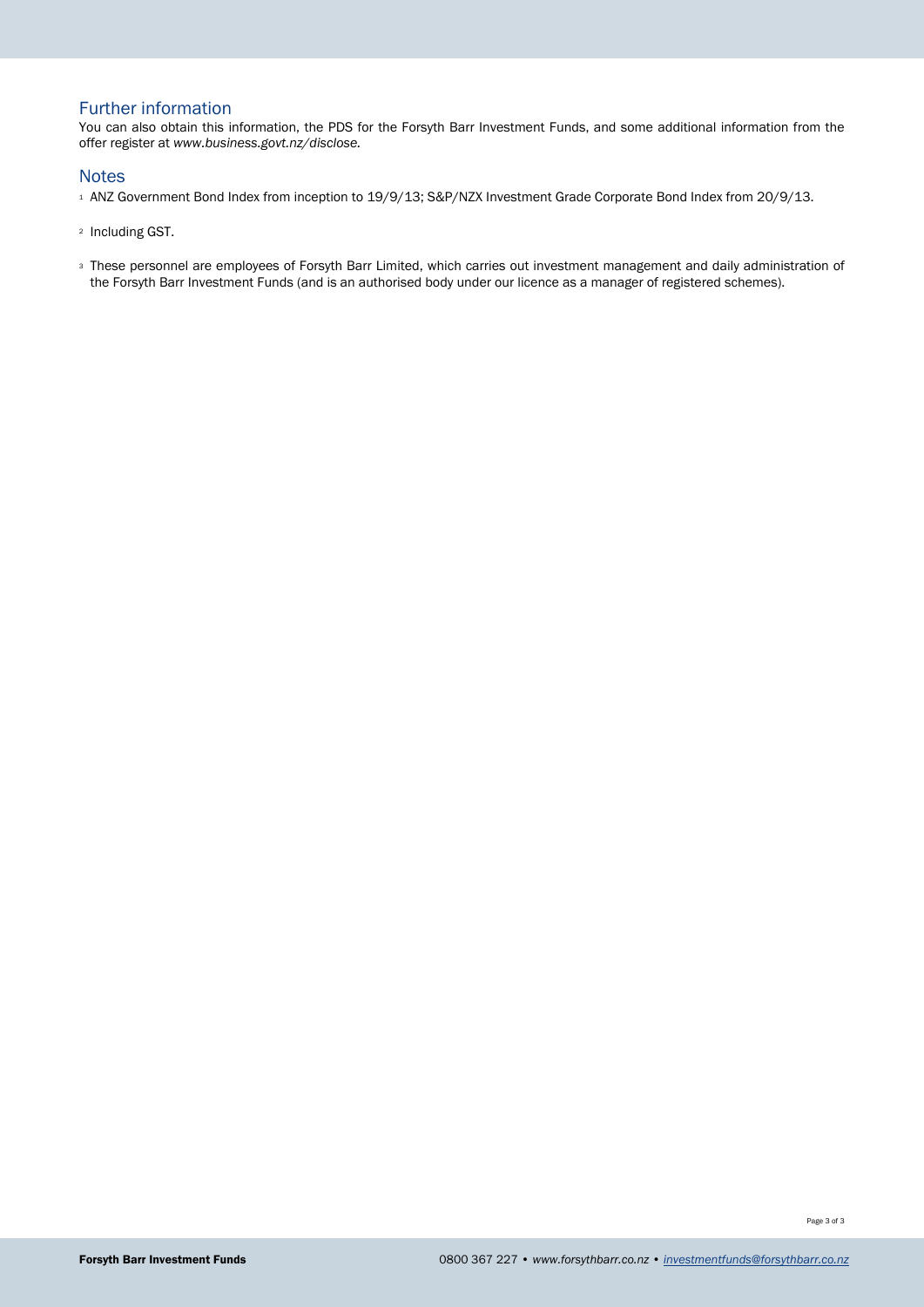## Further information

You can also obtain this information, the PDS for the Forsyth Barr Investment Funds, and some additional information from the offer register at *www.business.govt.nz/disclose.*

## Notes

[1] ANZ Government Bond Index from inception to 19/9/13; S&P/NZX Investment Grade Corporate Bond Index from 20/9/13.

[2] Including GST.

[3] These personnel are employees of Forsyth Barr Limited, which carries out investment management and daily administration of the Forsyth Barr Investment Funds (and is an authorised body under our licence as a manager of registered schemes).